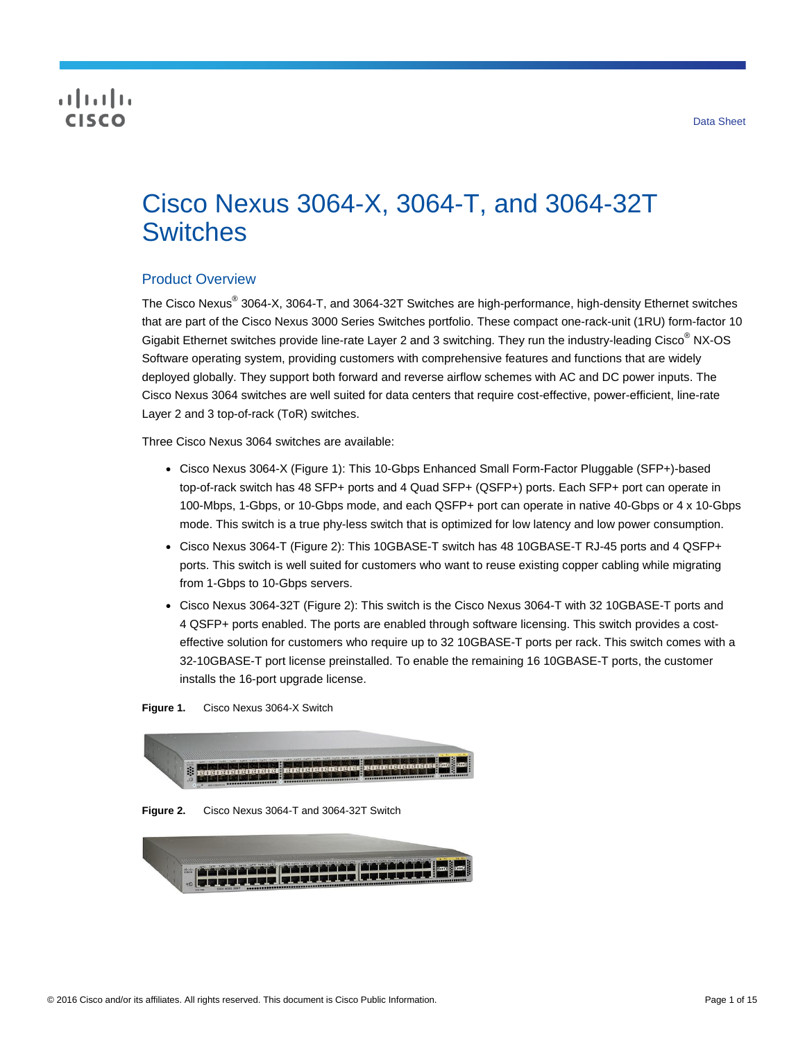# Cisco Nexus 3064-X, 3064-T, and 3064-32T Switches

## Product Overview

The Cisco Nexus® 3064-X, 3064-T, and 3064-32T Switches are high-performance, high-density Ethernet switches that are part of the Cisco Nexus 3000 Series Switches portfolio. These compact one-rack-unit (1RU) form-factor 10 Gigabit Ethernet switches provide line-rate Layer 2 and 3 switching. They run the industry-leading Cisco® NX-OS Software operating system, providing customers with comprehensive features and functions that are widely deployed globally. They support both forward and reverse airflow schemes with AC and DC power inputs. The Cisco Nexus 3064 switches are well suited for data centers that require cost-effective, power-efficient, line-rate Layer 2 and 3 top-of-rack (ToR) switches.

Three Cisco Nexus 3064 switches are available:

- Cisco Nexus 3064-X (Figure 1): This 10-Gbps Enhanced Small Form-Factor Pluggable (SFP+)-based top-of-rack switch has 48 SFP+ ports and 4 Quad SFP+ (QSFP+) ports. Each SFP+ port can operate in 100-Mbps, 1-Gbps, or 10-Gbps mode, and each QSFP+ port can operate in native 40-Gbps or 4 x 10-Gbps mode. This switch is a true phy-less switch that is optimized for low latency and low power consumption.
- Cisco Nexus 3064-T (Figure 2): This 10GBASE-T switch has 48 10GBASE-T RJ-45 ports and 4 QSFP+ ports. This switch is well suited for customers who want to reuse existing copper cabling while migrating from 1-Gbps to 10-Gbps servers.
- Cisco Nexus 3064-32T (Figure 2): This switch is the Cisco Nexus 3064-T with 32 10GBASE-T ports and 4 QSFP+ ports enabled. The ports are enabled through software licensing. This switch provides a cost-effective solution for customers who require up to 32 10GBASE-T ports per rack. This switch comes with a 32-10GBASE-T port license preinstalled. To enable the remaining 16 10GBASE-T ports, the customer installs the 16-port upgrade license.

**Figure 1.** Cisco Nexus 3064-X Switch

**Figure 2.** Cisco Nexus 3064-T and 3064-32T Switch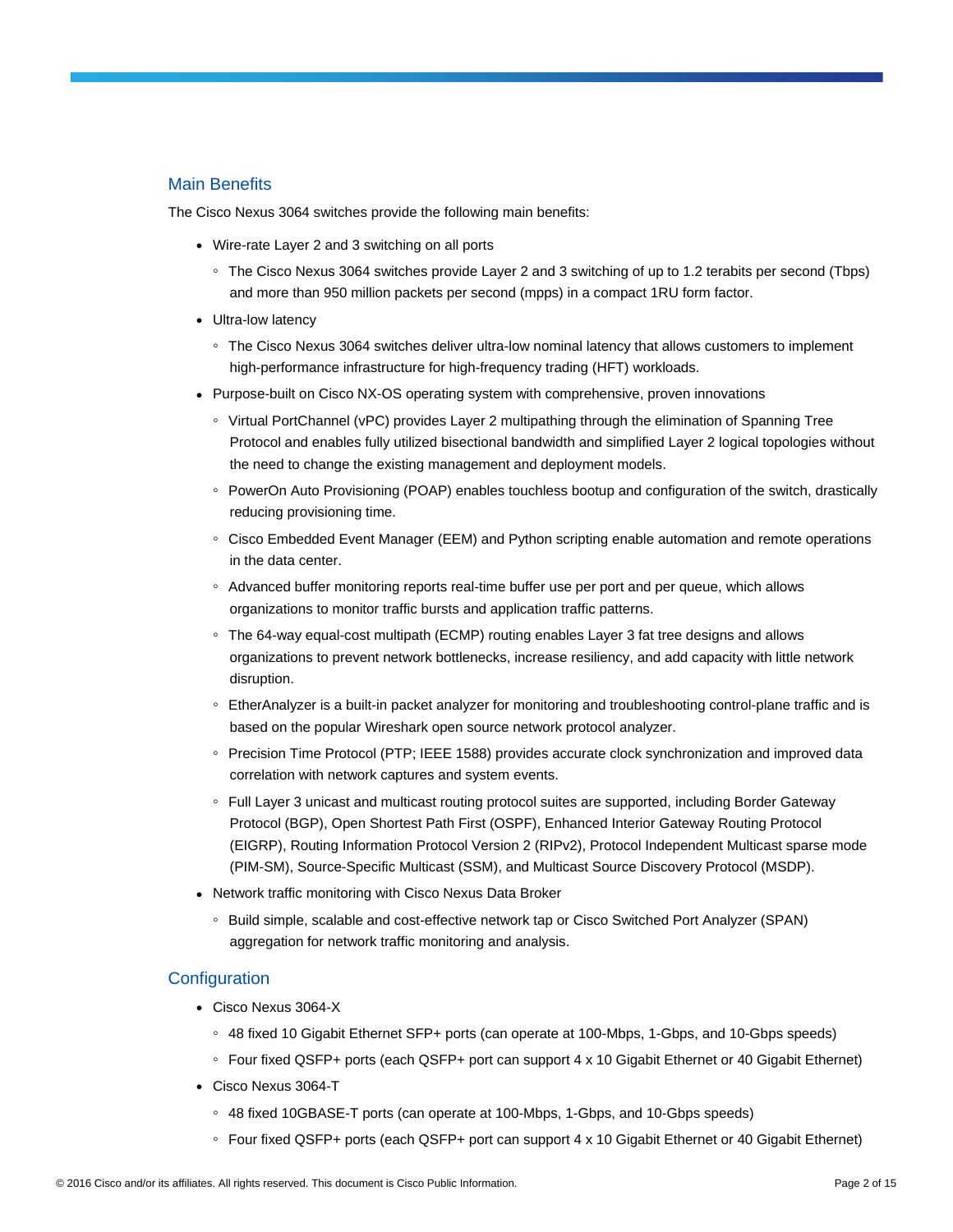## Main Benefits

The Cisco Nexus 3064 switches provide the following main benefits:

- Wire-rate Layer 2 and 3 switching on all ports
  - The Cisco Nexus 3064 switches provide Layer 2 and 3 switching of up to 1.2 terabits per second (Tbps) and more than 950 million packets per second (mpps) in a compact 1RU form factor.
- Ultra-low latency
  - The Cisco Nexus 3064 switches deliver ultra-low nominal latency that allows customers to implement high-performance infrastructure for high-frequency trading (HFT) workloads.
- Purpose-built on Cisco NX-OS operating system with comprehensive, proven innovations
  - Virtual PortChannel (vPC) provides Layer 2 multipathing through the elimination of Spanning Tree Protocol and enables fully utilized bisectional bandwidth and simplified Layer 2 logical topologies without the need to change the existing management and deployment models.
  - PowerOn Auto Provisioning (POAP) enables touchless bootup and configuration of the switch, drastically reducing provisioning time.
  - Cisco Embedded Event Manager (EEM) and Python scripting enable automation and remote operations in the data center.
  - Advanced buffer monitoring reports real-time buffer use per port and per queue, which allows organizations to monitor traffic bursts and application traffic patterns.
  - The 64-way equal-cost multipath (ECMP) routing enables Layer 3 fat tree designs and allows organizations to prevent network bottlenecks, increase resiliency, and add capacity with little network disruption.
  - EtherAnalyzer is a built-in packet analyzer for monitoring and troubleshooting control-plane traffic and is based on the popular Wireshark open source network protocol analyzer.
  - Precision Time Protocol (PTP; IEEE 1588) provides accurate clock synchronization and improved data correlation with network captures and system events.
  - Full Layer 3 unicast and multicast routing protocol suites are supported, including Border Gateway Protocol (BGP), Open Shortest Path First (OSPF), Enhanced Interior Gateway Routing Protocol (EIGRP), Routing Information Protocol Version 2 (RIPv2), Protocol Independent Multicast sparse mode (PIM-SM), Source-Specific Multicast (SSM), and Multicast Source Discovery Protocol (MSDP).
- Network traffic monitoring with Cisco Nexus Data Broker
  - Build simple, scalable and cost-effective network tap or Cisco Switched Port Analyzer (SPAN) aggregation for network traffic monitoring and analysis.

## Configuration

- Cisco Nexus 3064-X
  - 48 fixed 10 Gigabit Ethernet SFP+ ports (can operate at 100-Mbps, 1-Gbps, and 10-Gbps speeds)
  - Four fixed QSFP+ ports (each QSFP+ port can support 4 x 10 Gigabit Ethernet or 40 Gigabit Ethernet)
- Cisco Nexus 3064-T
  - 48 fixed 10GBASE-T ports (can operate at 100-Mbps, 1-Gbps, and 10-Gbps speeds)
  - Four fixed QSFP+ ports (each QSFP+ port can support 4 x 10 Gigabit Ethernet or 40 Gigabit Ethernet)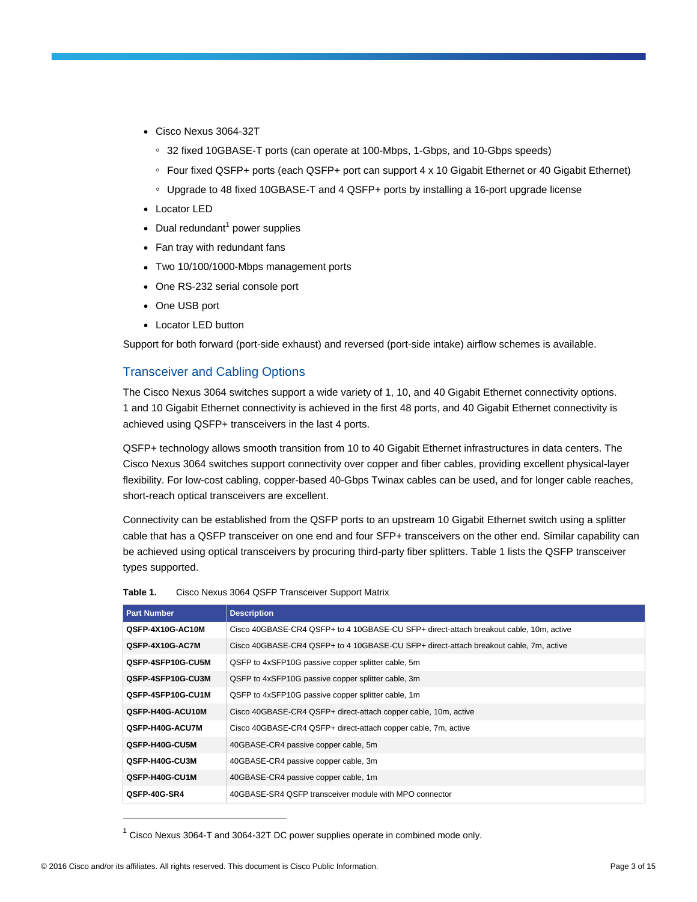- Cisco Nexus 3064-32T
  - 32 fixed 10GBASE-T ports (can operate at 100-Mbps, 1-Gbps, and 10-Gbps speeds)
  - Four fixed QSFP+ ports (each QSFP+ port can support 4 x 10 Gigabit Ethernet or 40 Gigabit Ethernet)
  - Upgrade to 48 fixed 10GBASE-T and 4 QSFP+ ports by installing a 16-port upgrade license
- Locator LED
- Dual redundant[1] power supplies
- Fan tray with redundant fans
- Two 10/100/1000-Mbps management ports
- One RS-232 serial console port
- One USB port
- Locator LED button

Support for both forward (port-side exhaust) and reversed (port-side intake) airflow schemes is available.

## Transceiver and Cabling Options

The Cisco Nexus 3064 switches support a wide variety of 1, 10, and 40 Gigabit Ethernet connectivity options. 1 and 10 Gigabit Ethernet connectivity is achieved in the first 48 ports, and 40 Gigabit Ethernet connectivity is achieved using QSFP+ transceivers in the last 4 ports.

QSFP+ technology allows smooth transition from 10 to 40 Gigabit Ethernet infrastructures in data centers. The Cisco Nexus 3064 switches support connectivity over copper and fiber cables, providing excellent physical-layer flexibility. For low-cost cabling, copper-based 40-Gbps Twinax cables can be used, and for longer cable reaches, short-reach optical transceivers are excellent.

Connectivity can be established from the QSFP ports to an upstream 10 Gigabit Ethernet switch using a splitter cable that has a QSFP transceiver on one end and four SFP+ transceivers on the other end. Similar capability can be achieved using optical transceivers by procuring third-party fiber splitters. Table 1 lists the QSFP transceiver types supported.

**Table 1.** Cisco Nexus 3064 QSFP Transceiver Support Matrix

| Part Number | Description |
|---|---|
| **QSFP-4X10G-AC10M** | Cisco 40GBASE-CR4 QSFP+ to 4 10GBASE-CU SFP+ direct-attach breakout cable, 10m, active |
| **QSFP-4X10G-AC7M** | Cisco 40GBASE-CR4 QSFP+ to 4 10GBASE-CU SFP+ direct-attach breakout cable, 7m, active |
| **QSFP-4SFP10G-CU5M** | QSFP to 4xSFP10G passive copper splitter cable, 5m |
| **QSFP-4SFP10G-CU3M** | QSFP to 4xSFP10G passive copper splitter cable, 3m |
| **QSFP-4SFP10G-CU1M** | QSFP to 4xSFP10G passive copper splitter cable, 1m |
| **QSFP-H40G-ACU10M** | Cisco 40GBASE-CR4 QSFP+ direct-attach copper cable, 10m, active |
| **QSFP-H40G-ACU7M** | Cisco 40GBASE-CR4 QSFP+ direct-attach copper cable, 7m, active |
| **QSFP-H40G-CU5M** | 40GBASE-CR4 passive copper cable, 5m |
| **QSFP-H40G-CU3M** | 40GBASE-CR4 passive copper cable, 3m |
| **QSFP-H40G-CU1M** | 40GBASE-CR4 passive copper cable, 1m |
| **QSFP-40G-SR4** | 40GBASE-SR4 QSFP transceiver module with MPO connector |

[1] Cisco Nexus 3064-T and 3064-32T DC power supplies operate in combined mode only.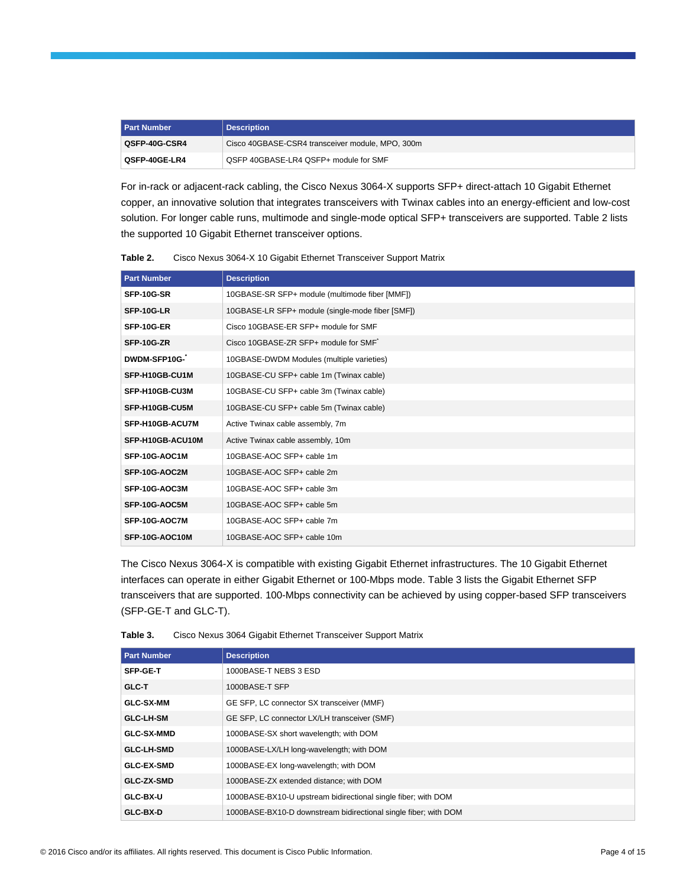| Part Number | Description |
|---|---|
| **QSFP-40G-CSR4** | Cisco 40GBASE-CSR4 transceiver module, MPO, 300m |
| **QSFP-40GE-LR4** | QSFP 40GBASE-LR4 QSFP+ module for SMF |

For in-rack or adjacent-rack cabling, the Cisco Nexus 3064-X supports SFP+ direct-attach 10 Gigabit Ethernet copper, an innovative solution that integrates transceivers with Twinax cables into an energy-efficient and low-cost solution. For longer cable runs, multimode and single-mode optical SFP+ transceivers are supported. Table 2 lists the supported 10 Gigabit Ethernet transceiver options.

**Table 2.** Cisco Nexus 3064-X 10 Gigabit Ethernet Transceiver Support Matrix

| Part Number | Description |
|---|---|
| **SFP-10G-SR** | 10GBASE-SR SFP+ module (multimode fiber [MMF]) |
| **SFP-10G-LR** | 10GBASE-LR SFP+ module (single-mode fiber [SMF]) |
| **SFP-10G-ER** | Cisco 10GBASE-ER SFP+ module for SMF |
| **SFP-10G-ZR** | Cisco 10GBASE-ZR SFP+ module for SMF* |
| **DWDM-SFP10G-*** | 10GBASE-DWDM Modules (multiple varieties) |
| **SFP-H10GB-CU1M** | 10GBASE-CU SFP+ cable 1m (Twinax cable) |
| **SFP-H10GB-CU3M** | 10GBASE-CU SFP+ cable 3m (Twinax cable) |
| **SFP-H10GB-CU5M** | 10GBASE-CU SFP+ cable 5m (Twinax cable) |
| **SFP-H10GB-ACU7M** | Active Twinax cable assembly, 7m |
| **SFP-H10GB-ACU10M** | Active Twinax cable assembly, 10m |
| **SFP-10G-AOC1M** | 10GBASE-AOC SFP+ cable 1m |
| **SFP-10G-AOC2M** | 10GBASE-AOC SFP+ cable 2m |
| **SFP-10G-AOC3M** | 10GBASE-AOC SFP+ cable 3m |
| **SFP-10G-AOC5M** | 10GBASE-AOC SFP+ cable 5m |
| **SFP-10G-AOC7M** | 10GBASE-AOC SFP+ cable 7m |
| **SFP-10G-AOC10M** | 10GBASE-AOC SFP+ cable 10m |

The Cisco Nexus 3064-X is compatible with existing Gigabit Ethernet infrastructures. The 10 Gigabit Ethernet interfaces can operate in either Gigabit Ethernet or 100-Mbps mode. Table 3 lists the Gigabit Ethernet SFP transceivers that are supported. 100-Mbps connectivity can be achieved by using copper-based SFP transceivers (SFP-GE-T and GLC-T).

**Table 3.** Cisco Nexus 3064 Gigabit Ethernet Transceiver Support Matrix

| Part Number | Description |
|---|---|
| **SFP-GE-T** | 1000BASE-T NEBS 3 ESD |
| **GLC-T** | 1000BASE-T SFP |
| **GLC-SX-MM** | GE SFP, LC connector SX transceiver (MMF) |
| **GLC-LH-SM** | GE SFP, LC connector LX/LH transceiver (SMF) |
| **GLC-SX-MMD** | 1000BASE-SX short wavelength; with DOM |
| **GLC-LH-SMD** | 1000BASE-LX/LH long-wavelength; with DOM |
| **GLC-EX-SMD** | 1000BASE-EX long-wavelength; with DOM |
| **GLC-ZX-SMD** | 1000BASE-ZX extended distance; with DOM |
| **GLC-BX-U** | 1000BASE-BX10-U upstream bidirectional single fiber; with DOM |
| **GLC-BX-D** | 1000BASE-BX10-D downstream bidirectional single fiber; with DOM |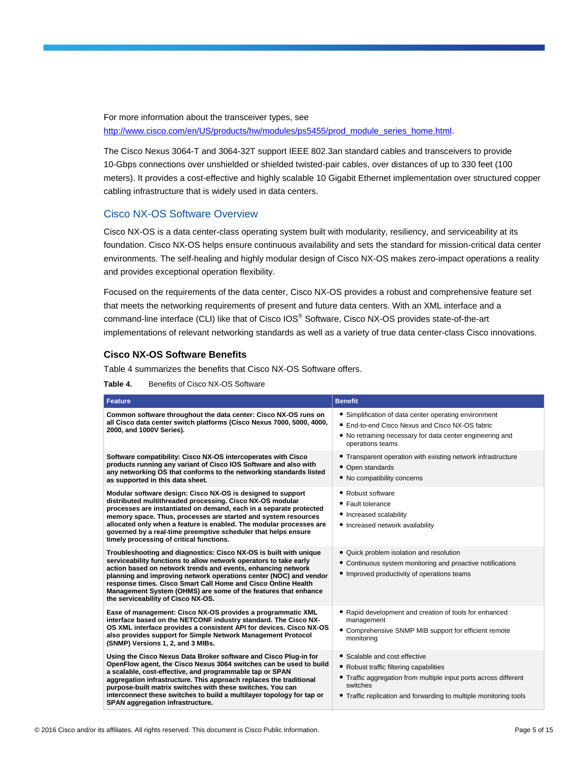For more information about the transceiver types, see [http://www.cisco.com/en/US/products/hw/modules/ps5455/prod_module_series_home.html](http://www.cisco.com/en/US/products/hw/modules/ps5455/prod_module_series_home.html).

The Cisco Nexus 3064-T and 3064-32T support IEEE 802.3an standard cables and transceivers to provide 10-Gbps connections over unshielded or shielded twisted-pair cables, over distances of up to 330 feet (100 meters). It provides a cost-effective and highly scalable 10 Gigabit Ethernet implementation over structured copper cabling infrastructure that is widely used in data centers.

## Cisco NX-OS Software Overview

Cisco NX-OS is a data center-class operating system built with modularity, resiliency, and serviceability at its foundation. Cisco NX-OS helps ensure continuous availability and sets the standard for mission-critical data center environments. The self-healing and highly modular design of Cisco NX-OS makes zero-impact operations a reality and provides exceptional operation flexibility.

Focused on the requirements of the data center, Cisco NX-OS provides a robust and comprehensive feature set that meets the networking requirements of present and future data centers. With an XML interface and a command-line interface (CLI) like that of Cisco IOS® Software, Cisco NX-OS provides state-of-the-art implementations of relevant networking standards as well as a variety of true data center-class Cisco innovations.

### Cisco NX-OS Software Benefits

Table 4 summarizes the benefits that Cisco NX-OS Software offers.

**Table 4.** Benefits of Cisco NX-OS Software

| Feature | Benefit |
|---|---|
| **Common software throughout the data center: Cisco NX-OS runs on all Cisco data center switch platforms (Cisco Nexus 7000, 5000, 4000, 2000, and 1000V Series).** | • Simplification of data center operating environment<br>• End-to-end Cisco Nexus and Cisco NX-OS fabric<br>• No retraining necessary for data center engineering and operations teams |
| **Software compatibility: Cisco NX-OS intercoperates with Cisco products running any variant of Cisco IOS Software and also with any networking OS that conforms to the networking standards listed as supported in this data sheet.** | • Transparent operation with existing network infrastructure<br>• Open standards<br>• No compatibility concerns |
| **Modular software design: Cisco NX-OS is designed to support distributed multithreaded processing. Cisco NX-OS modular processes are instantiated on demand, each in a separate protected memory space. Thus, processes are started and system resources allocated only when a feature is enabled. The modular processes are governed by a real-time preemptive scheduler that helps ensure timely processing of critical functions.** | • Robust software<br>• Fault tolerance<br>• Increased scalability<br>• Increased network availability |
| **Troubleshooting and diagnostics: Cisco NX-OS is built with unique serviceability functions to allow network operators to take early action based on network trends and events, enhancing network planning and improving network operations center (NOC) and vendor response times. Cisco Smart Call Home and Cisco Online Health Management System (OHMS) are some of the features that enhance the serviceability of Cisco NX-OS.** | • Quick problem isolation and resolution<br>• Continuous system monitoring and proactive notifications<br>• Improved productivity of operations teams |
| **Ease of management: Cisco NX-OS provides a programmatic XML interface based on the NETCONF industry standard. The Cisco NX-OS XML interface provides a consistent API for devices. Cisco NX-OS also provides support for Simple Network Management Protocol (SNMP) Versions 1, 2, and 3 MIBs.** | • Rapid development and creation of tools for enhanced management<br>• Comprehensive SNMP MIB support for efficient remote monitoring |
| **Using the Cisco Nexus Data Broker software and Cisco Plug-in for OpenFlow agent, the Cisco Nexus 3064 switches can be used to build a scalable, cost-effective, and programmable tap or SPAN aggregation infrastructure. This approach replaces the traditional purpose-built matrix switches with these switches. You can interconnect these switches to build a multilayer topology for tap or SPAN aggregation infrastructure.** | • Scalable and cost effective<br>• Robust traffic filtering capabilities<br>• Traffic aggregation from multiple input ports across different switches<br>• Traffic replication and forwarding to multiple monitoring tools |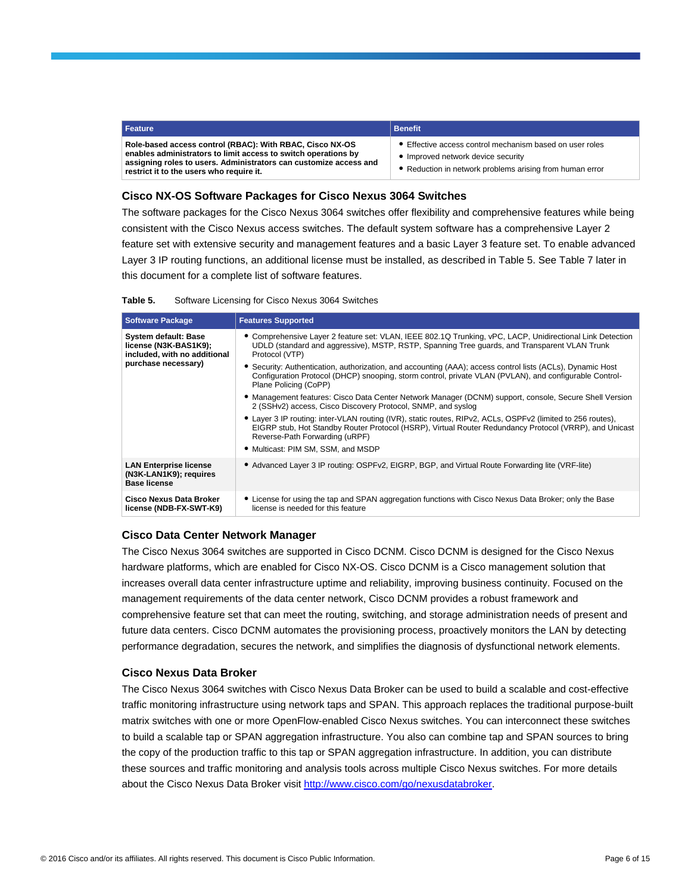| Feature | Benefit |
| --- | --- |
| **Role-based access control (RBAC): With RBAC, Cisco NX-OS enables administrators to limit access to switch operations by assigning roles to users. Administrators can customize access and restrict it to the users who require it.** | • Effective access control mechanism based on user roles<br>• Improved network device security<br>• Reduction in network problems arising from human error |

### Cisco NX-OS Software Packages for Cisco Nexus 3064 Switches

The software packages for the Cisco Nexus 3064 switches offer flexibility and comprehensive features while being consistent with the Cisco Nexus access switches. The default system software has a comprehensive Layer 2 feature set with extensive security and management features and a basic Layer 3 feature set. To enable advanced Layer 3 IP routing functions, an additional license must be installed, as described in Table 5. See Table 7 later in this document for a complete list of software features.

**Table 5.** Software Licensing for Cisco Nexus 3064 Switches

| Software Package | Features Supported |
| --- | --- |
| **System default: Base license (N3K-BAS1K9); included, with no additional purchase necessary)** | • Comprehensive Layer 2 feature set: VLAN, IEEE 802.1Q Trunking, vPC, LACP, Unidirectional Link Detection UDLD (standard and aggressive), MSTP, RSTP, Spanning Tree guards, and Transparent VLAN Trunk Protocol (VTP)<br>• Security: Authentication, authorization, and accounting (AAA); access control lists (ACLs), Dynamic Host Configuration Protocol (DHCP) snooping, storm control, private VLAN (PVLAN), and configurable Control-Plane Policing (CoPP)<br>• Management features: Cisco Data Center Network Manager (DCNM) support, console, Secure Shell Version 2 (SSHv2) access, Cisco Discovery Protocol, SNMP, and syslog<br>• Layer 3 IP routing: inter-VLAN routing (IVR), static routes, RIPv2, ACLs, OSPFv2 (limited to 256 routes), EIGRP stub, Hot Standby Router Protocol (HSRP), Virtual Router Redundancy Protocol (VRRP), and Unicast Reverse-Path Forwarding (uRPF)<br>• Multicast: PIM SM, SSM, and MSDP |
| **LAN Enterprise license (N3K-LAN1K9); requires Base license** | • Advanced Layer 3 IP routing: OSPFv2, EIGRP, BGP, and Virtual Route Forwarding lite (VRF-lite) |
| **Cisco Nexus Data Broker license (NDB-FX-SWT-K9)** | • License for using the tap and SPAN aggregation functions with Cisco Nexus Data Broker; only the Base license is needed for this feature |

### Cisco Data Center Network Manager

The Cisco Nexus 3064 switches are supported in Cisco DCNM. Cisco DCNM is designed for the Cisco Nexus hardware platforms, which are enabled for Cisco NX-OS. Cisco DCNM is a Cisco management solution that increases overall data center infrastructure uptime and reliability, improving business continuity. Focused on the management requirements of the data center network, Cisco DCNM provides a robust framework and comprehensive feature set that can meet the routing, switching, and storage administration needs of present and future data centers. Cisco DCNM automates the provisioning process, proactively monitors the LAN by detecting performance degradation, secures the network, and simplifies the diagnosis of dysfunctional network elements.

### Cisco Nexus Data Broker

The Cisco Nexus 3064 switches with Cisco Nexus Data Broker can be used to build a scalable and cost-effective traffic monitoring infrastructure using network taps and SPAN. This approach replaces the traditional purpose-built matrix switches with one or more OpenFlow-enabled Cisco Nexus switches. You can interconnect these switches to build a scalable tap or SPAN aggregation infrastructure. You also can combine tap and SPAN sources to bring the copy of the production traffic to this tap or SPAN aggregation infrastructure. In addition, you can distribute these sources and traffic monitoring and analysis tools across multiple Cisco Nexus switches. For more details about the Cisco Nexus Data Broker visit [http://www.cisco.com/go/nexusdatabroker](http://www.cisco.com/go/nexusdatabroker).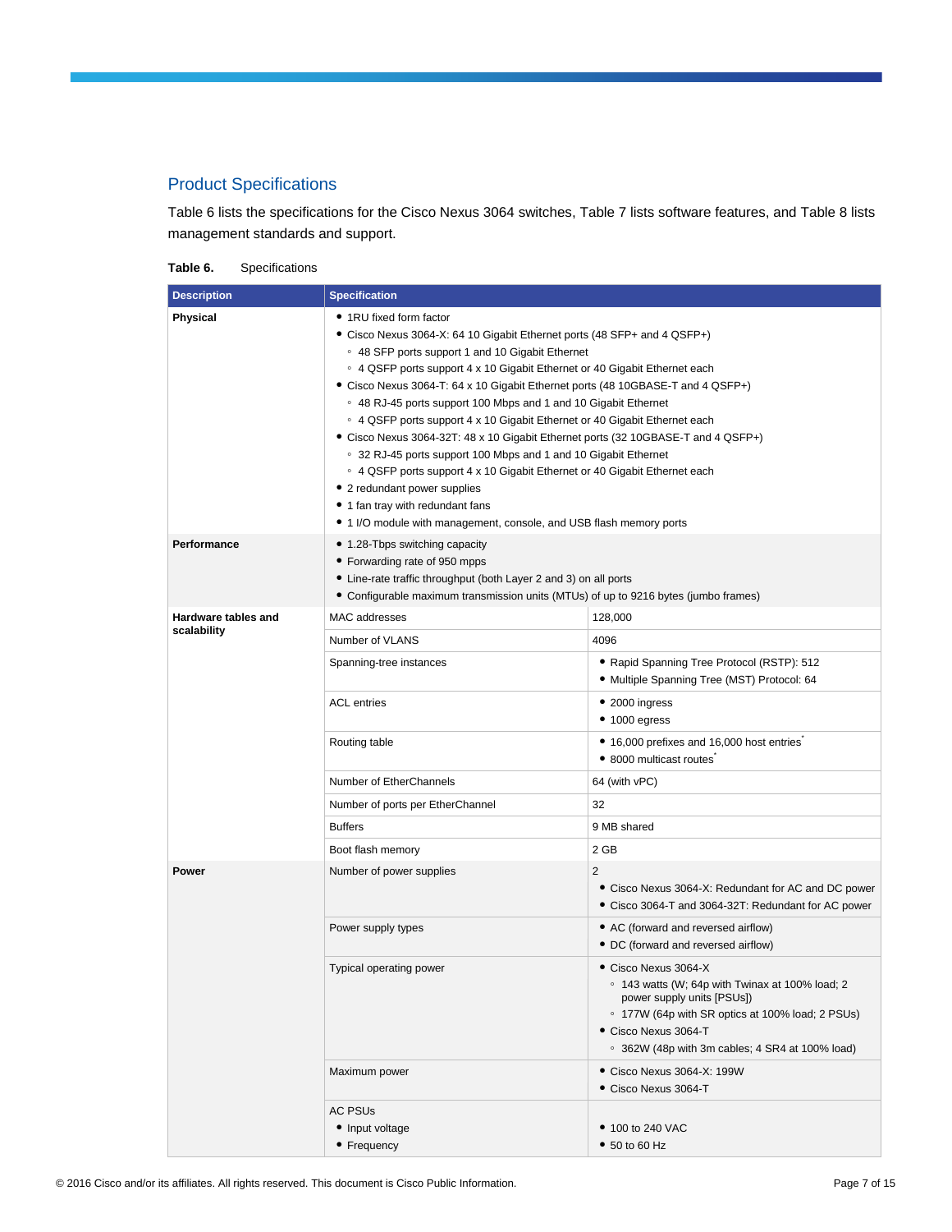## Product Specifications

Table 6 lists the specifications for the Cisco Nexus 3064 switches, Table 7 lists software features, and Table 8 lists management standards and support.

**Table 6.** Specifications

| Description | Specification | |
|---|---|---|
| **Physical** | • 1RU fixed form factor<br>• Cisco Nexus 3064-X: 64 10 Gigabit Ethernet ports (48 SFP+ and 4 QSFP+)<br>◦ 48 SFP ports support 1 and 10 Gigabit Ethernet<br>◦ 4 QSFP ports support 4 x 10 Gigabit Ethernet or 40 Gigabit Ethernet each<br>• Cisco Nexus 3064-T: 64 x 10 Gigabit Ethernet ports (48 10GBASE-T and 4 QSFP+)<br>◦ 48 RJ-45 ports support 100 Mbps and 1 and 10 Gigabit Ethernet<br>◦ 4 QSFP ports support 4 x 10 Gigabit Ethernet or 40 Gigabit Ethernet each<br>• Cisco Nexus 3064-32T: 48 x 10 Gigabit Ethernet ports (32 10GBASE-T and 4 QSFP+)<br>◦ 32 RJ-45 ports support 100 Mbps and 1 and 10 Gigabit Ethernet<br>◦ 4 QSFP ports support 4 x 10 Gigabit Ethernet or 40 Gigabit Ethernet each<br>• 2 redundant power supplies<br>• 1 fan tray with redundant fans<br>• 1 I/O module with management, console, and USB flash memory ports | |
| **Performance** | • 1.28-Tbps switching capacity<br>• Forwarding rate of 950 mpps<br>• Line-rate traffic throughput (both Layer 2 and 3) on all ports<br>• Configurable maximum transmission units (MTUs) of up to 9216 bytes (jumbo frames) | |
| **Hardware tables and scalability** | MAC addresses | 128,000 |
| | Number of VLANS | 4096 |
| | Spanning-tree instances | • Rapid Spanning Tree Protocol (RSTP): 512<br>• Multiple Spanning Tree (MST) Protocol: 64 |
| | ACL entries | • 2000 ingress<br>• 1000 egress |
| | Routing table | • 16,000 prefixes and 16,000 host entries*<br>• 8000 multicast routes* |
| | Number of EtherChannels | 64 (with vPC) |
| | Number of ports per EtherChannel | 32 |
| | Buffers | 9 MB shared |
| | Boot flash memory | 2 GB |
| **Power** | Number of power supplies | 2<br>• Cisco Nexus 3064-X: Redundant for AC and DC power<br>• Cisco 3064-T and 3064-32T: Redundant for AC power |
| | Power supply types | • AC (forward and reversed airflow)<br>• DC (forward and reversed airflow) |
| | Typical operating power | • Cisco Nexus 3064-X<br>◦ 143 watts (W; 64p with Twinax at 100% load; 2 power supply units [PSUs])<br>◦ 177W (64p with SR optics at 100% load; 2 PSUs)<br>• Cisco Nexus 3064-T<br>◦ 362W (48p with 3m cables; 4 SR4 at 100% load) |
| | Maximum power | • Cisco Nexus 3064-X: 199W<br>• Cisco Nexus 3064-T |
| | AC PSUs<br>• Input voltage<br>• Frequency | <br>• 100 to 240 VAC<br>• 50 to 60 Hz |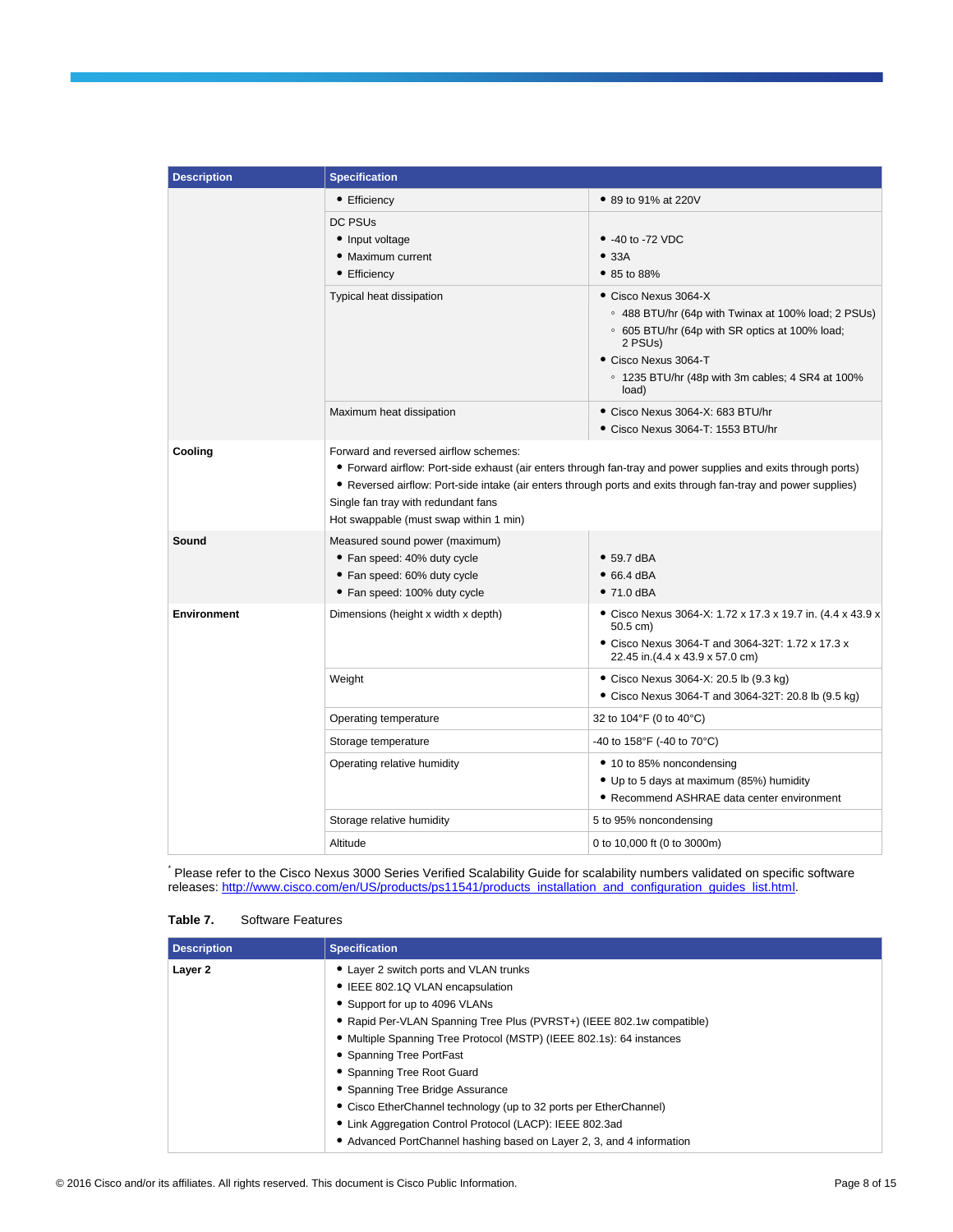| Description | Specification | |
|---|---|---|
| | • Efficiency | • 89 to 91% at 220V |
| | DC PSUs<br>• Input voltage<br>• Maximum current<br>• Efficiency | <br>• -40 to -72 VDC<br>• 33A<br>• 85 to 88% |
| | Typical heat dissipation | • Cisco Nexus 3064-X<br>◦ 488 BTU/hr (64p with Twinax at 100% load; 2 PSUs)<br>◦ 605 BTU/hr (64p with SR optics at 100% load; 2 PSUs)<br>• Cisco Nexus 3064-T<br>◦ 1235 BTU/hr (48p with 3m cables; 4 SR4 at 100% load) |
| | Maximum heat dissipation | • Cisco Nexus 3064-X: 683 BTU/hr<br>• Cisco Nexus 3064-T: 1553 BTU/hr |
| **Cooling** | Forward and reversed airflow schemes:<br>• Forward airflow: Port-side exhaust (air enters through fan-tray and power supplies and exits through ports)<br>• Reversed airflow: Port-side intake (air enters through ports and exits through fan-tray and power supplies)<br>Single fan tray with redundant fans<br>Hot swappable (must swap within 1 min) | |
| **Sound** | Measured sound power (maximum)<br>• Fan speed: 40% duty cycle<br>• Fan speed: 60% duty cycle<br>• Fan speed: 100% duty cycle | <br>• 59.7 dBA<br>• 66.4 dBA<br>• 71.0 dBA |
| **Environment** | Dimensions (height x width x depth) | • Cisco Nexus 3064-X: 1.72 x 17.3 x 19.7 in. (4.4 x 43.9 x 50.5 cm)<br>• Cisco Nexus 3064-T and 3064-32T: 1.72 x 17.3 x 22.45 in.(4.4 x 43.9 x 57.0 cm) |
| | Weight | • Cisco Nexus 3064-X: 20.5 lb (9.3 kg)<br>• Cisco Nexus 3064-T and 3064-32T: 20.8 lb (9.5 kg) |
| | Operating temperature | 32 to 104°F (0 to 40°C) |
| | Storage temperature | -40 to 158°F (-40 to 70°C) |
| | Operating relative humidity | • 10 to 85% noncondensing<br>• Up to 5 days at maximum (85%) humidity<br>• Recommend ASHRAE data center environment |
| | Storage relative humidity | 5 to 95% noncondensing |
| | Altitude | 0 to 10,000 ft (0 to 3000m) |

[*] Please refer to the Cisco Nexus 3000 Series Verified Scalability Guide for scalability numbers validated on specific software releases: http://www.cisco.com/en/US/products/ps11541/products_installation_and_configuration_guides_list.html.

**Table 7.** Software Features

| Description | Specification |
|---|---|
| **Layer 2** | • Layer 2 switch ports and VLAN trunks<br>• IEEE 802.1Q VLAN encapsulation<br>• Support for up to 4096 VLANs<br>• Rapid Per-VLAN Spanning Tree Plus (PVRST+) (IEEE 802.1w compatible)<br>• Multiple Spanning Tree Protocol (MSTP) (IEEE 802.1s): 64 instances<br>• Spanning Tree PortFast<br>• Spanning Tree Root Guard<br>• Spanning Tree Bridge Assurance<br>• Cisco EtherChannel technology (up to 32 ports per EtherChannel)<br>• Link Aggregation Control Protocol (LACP): IEEE 802.3ad<br>• Advanced PortChannel hashing based on Layer 2, 3, and 4 information |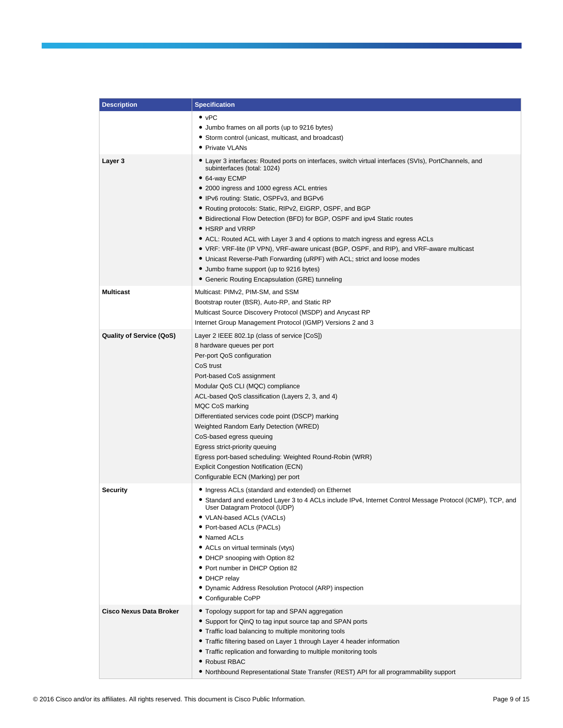| Description | Specification |
|---|---|
| | • vPC<br>• Jumbo frames on all ports (up to 9216 bytes)<br>• Storm control (unicast, multicast, and broadcast)<br>• Private VLANs |
| **Layer 3** | • Layer 3 interfaces: Routed ports on interfaces, switch virtual interfaces (SVIs), PortChannels, and subinterfaces (total: 1024)<br>• 64-way ECMP<br>• 2000 ingress and 1000 egress ACL entries<br>• IPv6 routing: Static, OSPFv3, and BGPv6<br>• Routing protocols: Static, RIPv2, EIGRP, OSPF, and BGP<br>• Bidirectional Flow Detection (BFD) for BGP, OSPF and ipv4 Static routes<br>• HSRP and VRRP<br>• ACL: Routed ACL with Layer 3 and 4 options to match ingress and egress ACLs<br>• VRF: VRF-lite (IP VPN), VRF-aware unicast (BGP, OSPF, and RIP), and VRF-aware multicast<br>• Unicast Reverse-Path Forwarding (uRPF) with ACL; strict and loose modes<br>• Jumbo frame support (up to 9216 bytes)<br>• Generic Routing Encapsulation (GRE) tunneling |
| **Multicast** | Multicast: PIMv2, PIM-SM, and SSM<br>Bootstrap router (BSR), Auto-RP, and Static RP<br>Multicast Source Discovery Protocol (MSDP) and Anycast RP<br>Internet Group Management Protocol (IGMP) Versions 2 and 3 |
| **Quality of Service (QoS)** | Layer 2 IEEE 802.1p (class of service [CoS])<br>8 hardware queues per port<br>Per-port QoS configuration<br>CoS trust<br>Port-based CoS assignment<br>Modular QoS CLI (MQC) compliance<br>ACL-based QoS classification (Layers 2, 3, and 4)<br>MQC CoS marking<br>Differentiated services code point (DSCP) marking<br>Weighted Random Early Detection (WRED)<br>CoS-based egress queuing<br>Egress strict-priority queuing<br>Egress port-based scheduling: Weighted Round-Robin (WRR)<br>Explicit Congestion Notification (ECN)<br>Configurable ECN (Marking) per port |
| **Security** | • Ingress ACLs (standard and extended) on Ethernet<br>• Standard and extended Layer 3 to 4 ACLs include IPv4, Internet Control Message Protocol (ICMP), TCP, and User Datagram Protocol (UDP)<br>• VLAN-based ACLs (VACLs)<br>• Port-based ACLs (PACLs)<br>• Named ACLs<br>• ACLs on virtual terminals (vtys)<br>• DHCP snooping with Option 82<br>• Port number in DHCP Option 82<br>• DHCP relay<br>• Dynamic Address Resolution Protocol (ARP) inspection<br>• Configurable CoPP |
| **Cisco Nexus Data Broker** | • Topology support for tap and SPAN aggregation<br>• Support for QinQ to tag input source tap and SPAN ports<br>• Traffic load balancing to multiple monitoring tools<br>• Traffic filtering based on Layer 1 through Layer 4 header information<br>• Traffic replication and forwarding to multiple monitoring tools<br>• Robust RBAC<br>• Northbound Representational State Transfer (REST) API for all programmability support |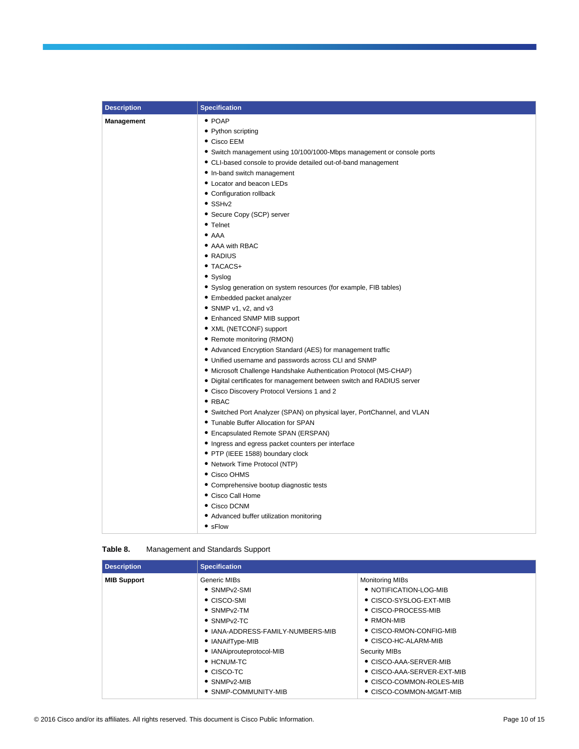| Description | Specification |
| --- | --- |
| **Management** | • POAP<br>• Python scripting<br>• Cisco EEM<br>• Switch management using 10/100/1000-Mbps management or console ports<br>• CLI-based console to provide detailed out-of-band management<br>• In-band switch management<br>• Locator and beacon LEDs<br>• Configuration rollback<br>• SSHv2<br>• Secure Copy (SCP) server<br>• Telnet<br>• AAA<br>• AAA with RBAC<br>• RADIUS<br>• TACACS+<br>• Syslog<br>• Syslog generation on system resources (for example, FIB tables)<br>• Embedded packet analyzer<br>• SNMP v1, v2, and v3<br>• Enhanced SNMP MIB support<br>• XML (NETCONF) support<br>• Remote monitoring (RMON)<br>• Advanced Encryption Standard (AES) for management traffic<br>• Unified username and passwords across CLI and SNMP<br>• Microsoft Challenge Handshake Authentication Protocol (MS-CHAP)<br>• Digital certificates for management between switch and RADIUS server<br>• Cisco Discovery Protocol Versions 1 and 2<br>• RBAC<br>• Switched Port Analyzer (SPAN) on physical layer, PortChannel, and VLAN<br>• Tunable Buffer Allocation for SPAN<br>• Encapsulated Remote SPAN (ERSPAN)<br>• Ingress and egress packet counters per interface<br>• PTP (IEEE 1588) boundary clock<br>• Network Time Protocol (NTP)<br>• Cisco OHMS<br>• Comprehensive bootup diagnostic tests<br>• Cisco Call Home<br>• Cisco DCNM<br>• Advanced buffer utilization monitoring<br>• sFlow |

**Table 8.** Management and Standards Support

| Description | Specification | |
| --- | --- | --- |
| **MIB Support** | Generic MIBs<br>• SNMPv2-SMI<br>• CISCO-SMI<br>• SNMPv2-TM<br>• SNMPv2-TC<br>• IANA-ADDRESS-FAMILY-NUMBERS-MIB<br>• IANAifType-MIB<br>• IANAiprouteprotocol-MIB<br>• HCNUM-TC<br>• CISCO-TC<br>• SNMPv2-MIB<br>• SNMP-COMMUNITY-MIB | Monitoring MIBs<br>• NOTIFICATION-LOG-MIB<br>• CISCO-SYSLOG-EXT-MIB<br>• CISCO-PROCESS-MIB<br>• RMON-MIB<br>• CISCO-RMON-CONFIG-MIB<br>• CISCO-HC-ALARM-MIB<br>Security MIBs<br>• CISCO-AAA-SERVER-MIB<br>• CISCO-AAA-SERVER-EXT-MIB<br>• CISCO-COMMON-ROLES-MIB<br>• CISCO-COMMON-MGMT-MIB |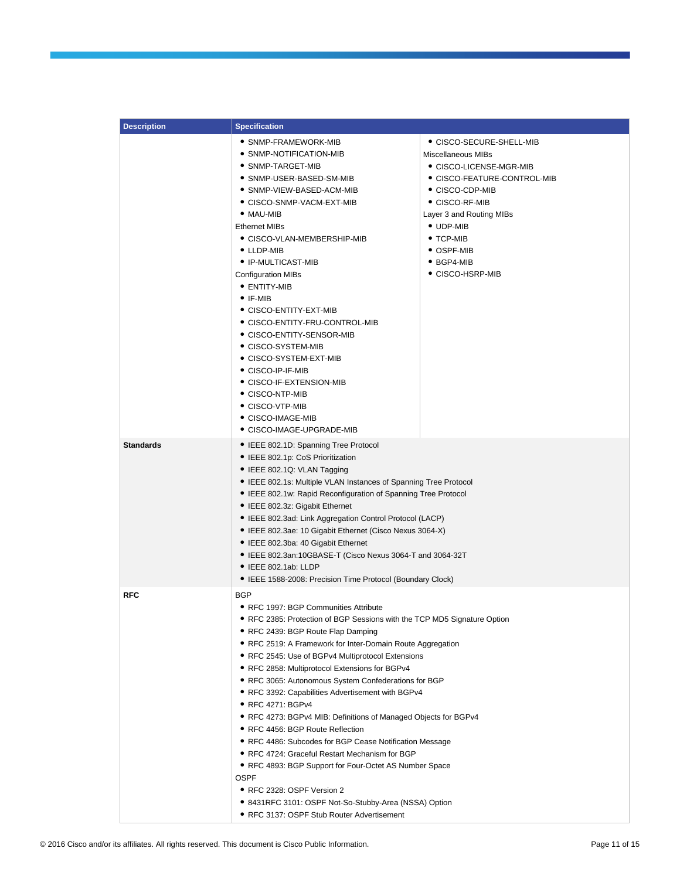| Description | Specification |
| --- | --- |
| | • SNMP-FRAMEWORK-MIB<br>• SNMP-NOTIFICATION-MIB<br>• SNMP-TARGET-MIB<br>• SNMP-USER-BASED-SM-MIB<br>• SNMP-VIEW-BASED-ACM-MIB<br>• CISCO-SNMP-VACM-EXT-MIB<br>• MAU-MIB<br>Ethernet MIBs<br>• CISCO-VLAN-MEMBERSHIP-MIB<br>• LLDP-MIB<br>• IP-MULTICAST-MIB<br>Configuration MIBs<br>• ENTITY-MIB<br>• IF-MIB<br>• CISCO-ENTITY-EXT-MIB<br>• CISCO-ENTITY-FRU-CONTROL-MIB<br>• CISCO-ENTITY-SENSOR-MIB<br>• CISCO-SYSTEM-MIB<br>• CISCO-SYSTEM-EXT-MIB<br>• CISCO-IP-IF-MIB<br>• CISCO-IF-EXTENSION-MIB<br>• CISCO-NTP-MIB<br>• CISCO-VTP-MIB<br>• CISCO-IMAGE-MIB<br>• CISCO-IMAGE-UPGRADE-MIB<br>• CISCO-SECURE-SHELL-MIB<br>Miscellaneous MIBs<br>• CISCO-LICENSE-MGR-MIB<br>• CISCO-FEATURE-CONTROL-MIB<br>• CISCO-CDP-MIB<br>• CISCO-RF-MIB<br>Layer 3 and Routing MIBs<br>• UDP-MIB<br>• TCP-MIB<br>• OSPF-MIB<br>• BGP4-MIB<br>• CISCO-HSRP-MIB |
| **Standards** | • IEEE 802.1D: Spanning Tree Protocol<br>• IEEE 802.1p: CoS Prioritization<br>• IEEE 802.1Q: VLAN Tagging<br>• IEEE 802.1s: Multiple VLAN Instances of Spanning Tree Protocol<br>• IEEE 802.1w: Rapid Reconfiguration of Spanning Tree Protocol<br>• IEEE 802.3z: Gigabit Ethernet<br>• IEEE 802.3ad: Link Aggregation Control Protocol (LACP)<br>• IEEE 802.3ae: 10 Gigabit Ethernet (Cisco Nexus 3064-X)<br>• IEEE 802.3ba: 40 Gigabit Ethernet<br>• IEEE 802.3an:10GBASE-T (Cisco Nexus 3064-T and 3064-32T<br>• IEEE 802.1ab: LLDP<br>• IEEE 1588-2008: Precision Time Protocol (Boundary Clock) |
| **RFC** | BGP<br>• RFC 1997: BGP Communities Attribute<br>• RFC 2385: Protection of BGP Sessions with the TCP MD5 Signature Option<br>• RFC 2439: BGP Route Flap Damping<br>• RFC 2519: A Framework for Inter-Domain Route Aggregation<br>• RFC 2545: Use of BGPv4 Multiprotocol Extensions<br>• RFC 2858: Multiprotocol Extensions for BGPv4<br>• RFC 3065: Autonomous System Confederations for BGP<br>• RFC 3392: Capabilities Advertisement with BGPv4<br>• RFC 4271: BGPv4<br>• RFC 4273: BGPv4 MIB: Definitions of Managed Objects for BGPv4<br>• RFC 4456: BGP Route Reflection<br>• RFC 4486: Subcodes for BGP Cease Notification Message<br>• RFC 4724: Graceful Restart Mechanism for BGP<br>• RFC 4893: BGP Support for Four-Octet AS Number Space<br>OSPF<br>• RFC 2328: OSPF Version 2<br>• 8431RFC 3101: OSPF Not-So-Stubby-Area (NSSA) Option<br>• RFC 3137: OSPF Stub Router Advertisement |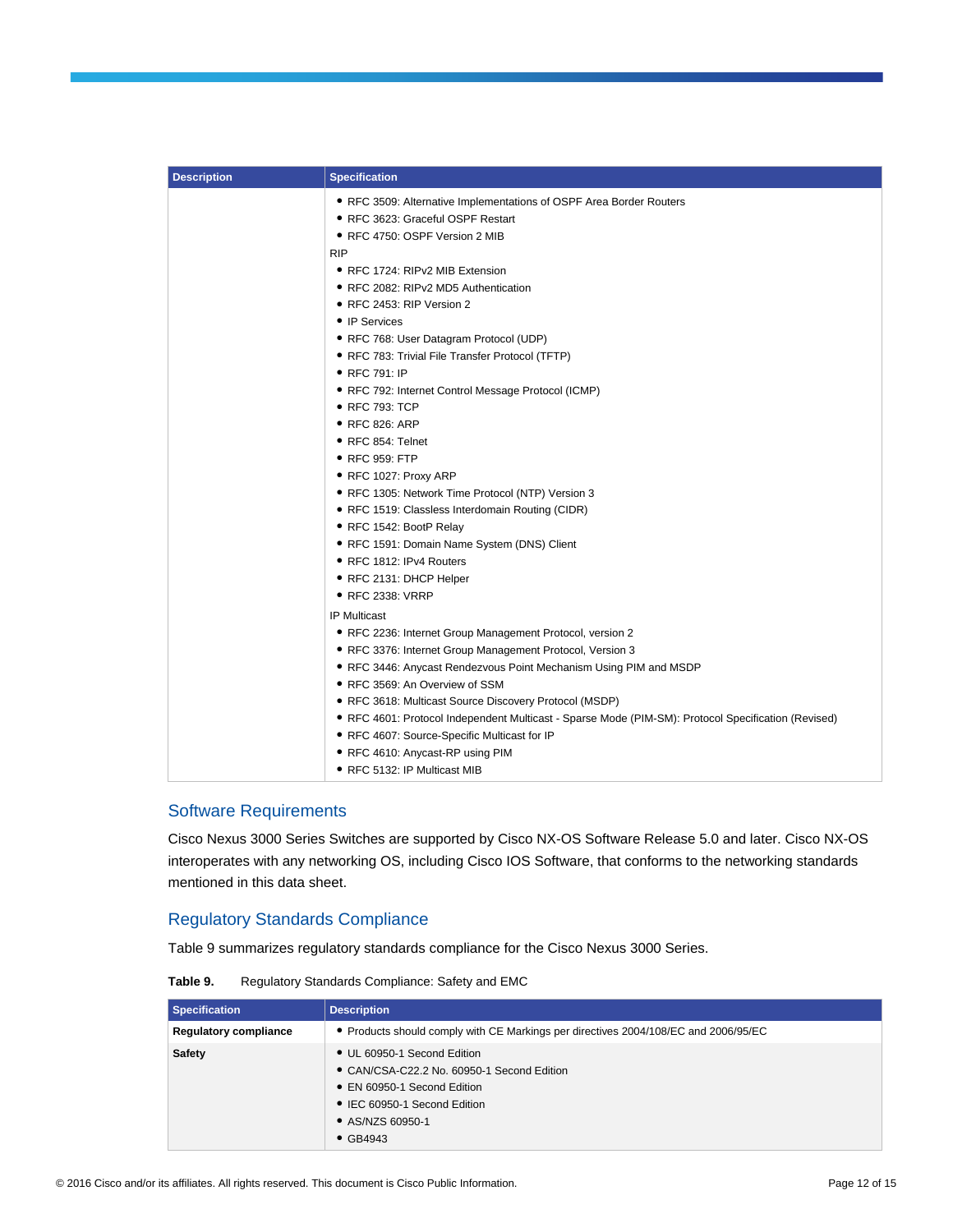| Description | Specification |
| --- | --- |
| | • RFC 3509: Alternative Implementations of OSPF Area Border Routers<br>• RFC 3623: Graceful OSPF Restart<br>• RFC 4750: OSPF Version 2 MIB<br>RIP<br>• RFC 1724: RIPv2 MIB Extension<br>• RFC 2082: RIPv2 MD5 Authentication<br>• RFC 2453: RIP Version 2<br>• IP Services<br>• RFC 768: User Datagram Protocol (UDP)<br>• RFC 783: Trivial File Transfer Protocol (TFTP)<br>• RFC 791: IP<br>• RFC 792: Internet Control Message Protocol (ICMP)<br>• RFC 793: TCP<br>• RFC 826: ARP<br>• RFC 854: Telnet<br>• RFC 959: FTP<br>• RFC 1027: Proxy ARP<br>• RFC 1305: Network Time Protocol (NTP) Version 3<br>• RFC 1519: Classless Interdomain Routing (CIDR)<br>• RFC 1542: BootP Relay<br>• RFC 1591: Domain Name System (DNS) Client<br>• RFC 1812: IPv4 Routers<br>• RFC 2131: DHCP Helper<br>• RFC 2338: VRRP<br>IP Multicast<br>• RFC 2236: Internet Group Management Protocol, version 2<br>• RFC 3376: Internet Group Management Protocol, Version 3<br>• RFC 3446: Anycast Rendezvous Point Mechanism Using PIM and MSDP<br>• RFC 3569: An Overview of SSM<br>• RFC 3618: Multicast Source Discovery Protocol (MSDP)<br>• RFC 4601: Protocol Independent Multicast - Sparse Mode (PIM-SM): Protocol Specification (Revised)<br>• RFC 4607: Source-Specific Multicast for IP<br>• RFC 4610: Anycast-RP using PIM<br>• RFC 5132: IP Multicast MIB |

## Software Requirements

Cisco Nexus 3000 Series Switches are supported by Cisco NX-OS Software Release 5.0 and later. Cisco NX-OS interoperates with any networking OS, including Cisco IOS Software, that conforms to the networking standards mentioned in this data sheet.

## Regulatory Standards Compliance

Table 9 summarizes regulatory standards compliance for the Cisco Nexus 3000 Series.

**Table 9.** Regulatory Standards Compliance: Safety and EMC

| Specification | Description |
| --- | --- |
| **Regulatory compliance** | • Products should comply with CE Markings per directives 2004/108/EC and 2006/95/EC |
| **Safety** | • UL 60950-1 Second Edition<br>• CAN/CSA-C22.2 No. 60950-1 Second Edition<br>• EN 60950-1 Second Edition<br>• IEC 60950-1 Second Edition<br>• AS/NZS 60950-1<br>• GB4943 |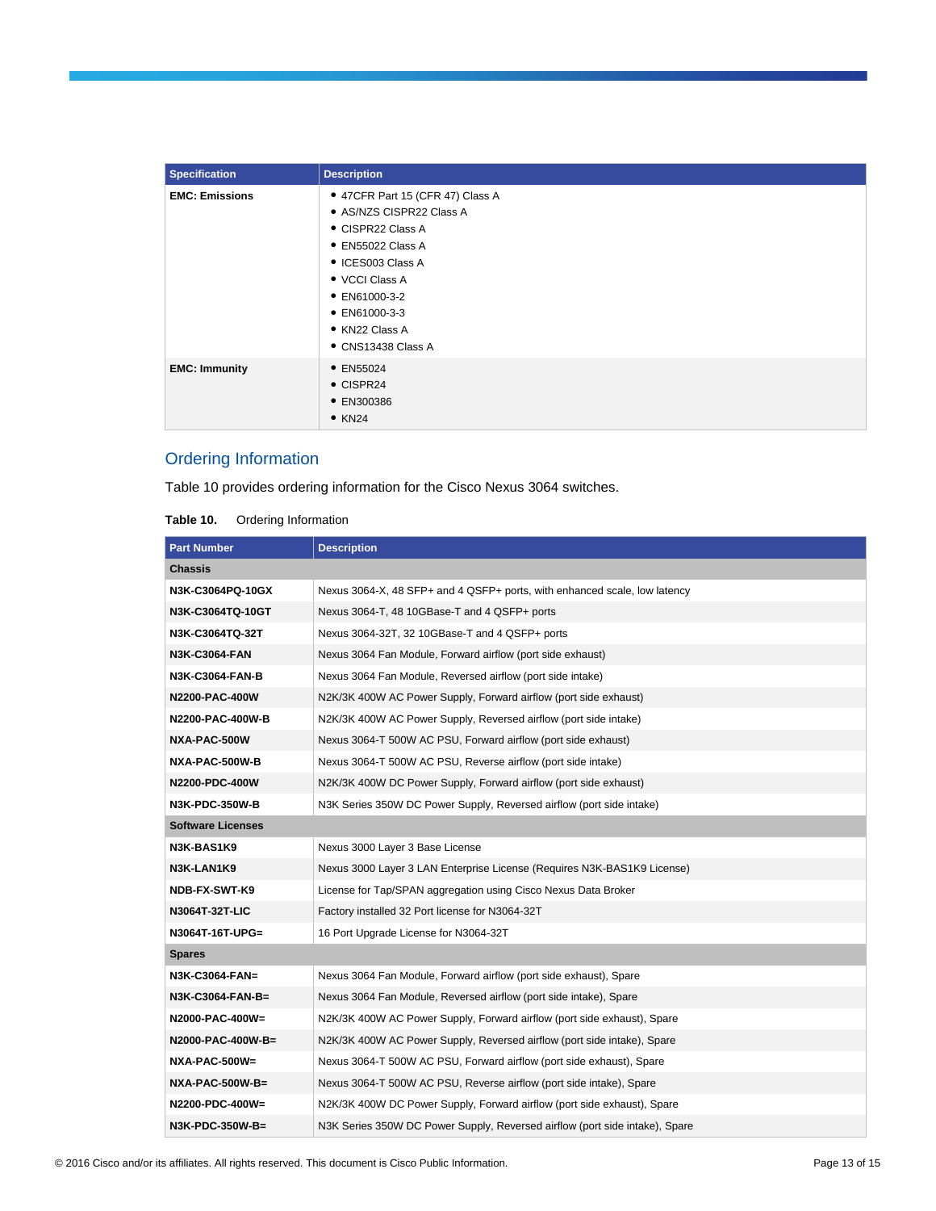| Specification | Description |
| --- | --- |
| **EMC: Emissions** | • 47CFR Part 15 (CFR 47) Class A<br>• AS/NZS CISPR22 Class A<br>• CISPR22 Class A<br>• EN55022 Class A<br>• ICES003 Class A<br>• VCCI Class A<br>• EN61000-3-2<br>• EN61000-3-3<br>• KN22 Class A<br>• CNS13438 Class A |
| **EMC: Immunity** | • EN55024<br>• CISPR24<br>• EN300386<br>• KN24 |

## Ordering Information

Table 10 provides ordering information for the Cisco Nexus 3064 switches.

**Table 10.** Ordering Information

| Part Number | Description |
| --- | --- |
| **Chassis** | |
| **N3K-C3064PQ-10GX** | Nexus 3064-X, 48 SFP+ and 4 QSFP+ ports, with enhanced scale, low latency |
| **N3K-C3064TQ-10GT** | Nexus 3064-T, 48 10GBase-T and 4 QSFP+ ports |
| **N3K-C3064TQ-32T** | Nexus 3064-32T, 32 10GBase-T and 4 QSFP+ ports |
| **N3K-C3064-FAN** | Nexus 3064 Fan Module, Forward airflow (port side exhaust) |
| **N3K-C3064-FAN-B** | Nexus 3064 Fan Module, Reversed airflow (port side intake) |
| **N2200-PAC-400W** | N2K/3K 400W AC Power Supply, Forward airflow (port side exhaust) |
| **N2200-PAC-400W-B** | N2K/3K 400W AC Power Supply, Reversed airflow (port side intake) |
| **NXA-PAC-500W** | Nexus 3064-T 500W AC PSU, Forward airflow (port side exhaust) |
| **NXA-PAC-500W-B** | Nexus 3064-T 500W AC PSU, Reverse airflow (port side intake) |
| **N2200-PDC-400W** | N2K/3K 400W DC Power Supply, Forward airflow (port side exhaust) |
| **N3K-PDC-350W-B** | N3K Series 350W DC Power Supply, Reversed airflow (port side intake) |
| **Software Licenses** | |
| **N3K-BAS1K9** | Nexus 3000 Layer 3 Base License |
| **N3K-LAN1K9** | Nexus 3000 Layer 3 LAN Enterprise License (Requires N3K-BAS1K9 License) |
| **NDB-FX-SWT-K9** | License for Tap/SPAN aggregation using Cisco Nexus Data Broker |
| **N3064T-32T-LIC** | Factory installed 32 Port license for N3064-32T |
| **N3064T-16T-UPG=** | 16 Port Upgrade License for N3064-32T |
| **Spares** | |
| **N3K-C3064-FAN=** | Nexus 3064 Fan Module, Forward airflow (port side exhaust), Spare |
| **N3K-C3064-FAN-B=** | Nexus 3064 Fan Module, Reversed airflow (port side intake), Spare |
| **N2000-PAC-400W=** | N2K/3K 400W AC Power Supply, Forward airflow (port side exhaust), Spare |
| **N2000-PAC-400W-B=** | N2K/3K 400W AC Power Supply, Reversed airflow (port side intake), Spare |
| **NXA-PAC-500W=** | Nexus 3064-T 500W AC PSU, Forward airflow (port side exhaust), Spare |
| **NXA-PAC-500W-B=** | Nexus 3064-T 500W AC PSU, Reverse airflow (port side intake), Spare |
| **N2200-PDC-400W=** | N2K/3K 400W DC Power Supply, Forward airflow (port side exhaust), Spare |
| **N3K-PDC-350W-B=** | N3K Series 350W DC Power Supply, Reversed airflow (port side intake), Spare |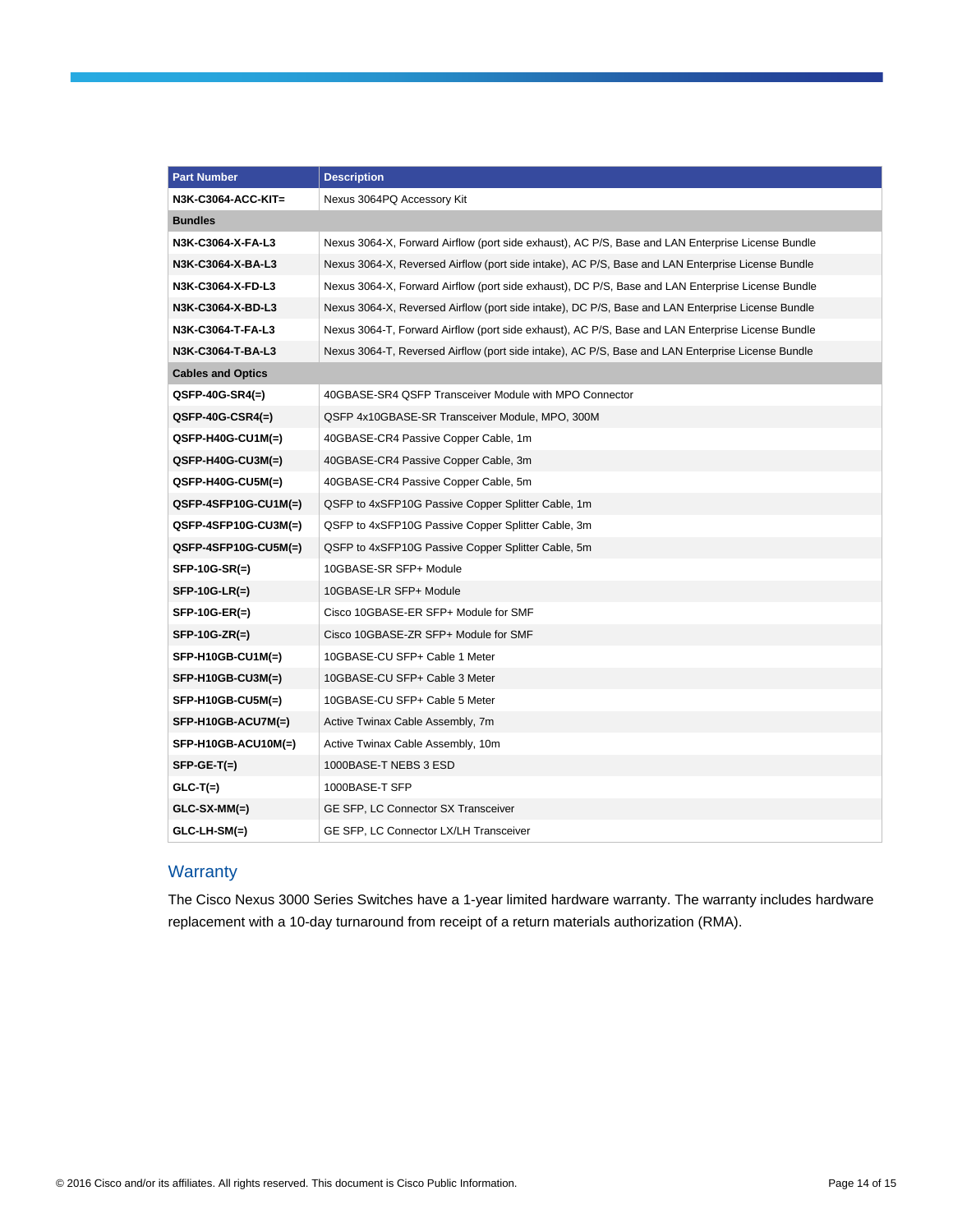| Part Number | Description |
| --- | --- |
| **N3K-C3064-ACC-KIT=** | Nexus 3064PQ Accessory Kit |
| **Bundles** | |
| **N3K-C3064-X-FA-L3** | Nexus 3064-X, Forward Airflow (port side exhaust), AC P/S, Base and LAN Enterprise License Bundle |
| **N3K-C3064-X-BA-L3** | Nexus 3064-X, Reversed Airflow (port side intake), AC P/S, Base and LAN Enterprise License Bundle |
| **N3K-C3064-X-FD-L3** | Nexus 3064-X, Forward Airflow (port side exhaust), DC P/S, Base and LAN Enterprise License Bundle |
| **N3K-C3064-X-BD-L3** | Nexus 3064-X, Reversed Airflow (port side intake), DC P/S, Base and LAN Enterprise License Bundle |
| **N3K-C3064-T-FA-L3** | Nexus 3064-T, Forward Airflow (port side exhaust), AC P/S, Base and LAN Enterprise License Bundle |
| **N3K-C3064-T-BA-L3** | Nexus 3064-T, Reversed Airflow (port side intake), AC P/S, Base and LAN Enterprise License Bundle |
| **Cables and Optics** | |
| **QSFP-40G-SR4(=)** | 40GBASE-SR4 QSFP Transceiver Module with MPO Connector |
| **QSFP-40G-CSR4(=)** | QSFP 4x10GBASE-SR Transceiver Module, MPO, 300M |
| **QSFP-H40G-CU1M(=)** | 40GBASE-CR4 Passive Copper Cable, 1m |
| **QSFP-H40G-CU3M(=)** | 40GBASE-CR4 Passive Copper Cable, 3m |
| **QSFP-H40G-CU5M(=)** | 40GBASE-CR4 Passive Copper Cable, 5m |
| **QSFP-4SFP10G-CU1M(=)** | QSFP to 4xSFP10G Passive Copper Splitter Cable, 1m |
| **QSFP-4SFP10G-CU3M(=)** | QSFP to 4xSFP10G Passive Copper Splitter Cable, 3m |
| **QSFP-4SFP10G-CU5M(=)** | QSFP to 4xSFP10G Passive Copper Splitter Cable, 5m |
| **SFP-10G-SR(=)** | 10GBASE-SR SFP+ Module |
| **SFP-10G-LR(=)** | 10GBASE-LR SFP+ Module |
| **SFP-10G-ER(=)** | Cisco 10GBASE-ER SFP+ Module for SMF |
| **SFP-10G-ZR(=)** | Cisco 10GBASE-ZR SFP+ Module for SMF |
| **SFP-H10GB-CU1M(=)** | 10GBASE-CU SFP+ Cable 1 Meter |
| **SFP-H10GB-CU3M(=)** | 10GBASE-CU SFP+ Cable 3 Meter |
| **SFP-H10GB-CU5M(=)** | 10GBASE-CU SFP+ Cable 5 Meter |
| **SFP-H10GB-ACU7M(=)** | Active Twinax Cable Assembly, 7m |
| **SFP-H10GB-ACU10M(=)** | Active Twinax Cable Assembly, 10m |
| **SFP-GE-T(=)** | 1000BASE-T NEBS 3 ESD |
| **GLC-T(=)** | 1000BASE-T SFP |
| **GLC-SX-MM(=)** | GE SFP, LC Connector SX Transceiver |
| **GLC-LH-SM(=)** | GE SFP, LC Connector LX/LH Transceiver |

## Warranty

The Cisco Nexus 3000 Series Switches have a 1-year limited hardware warranty. The warranty includes hardware replacement with a 10-day turnaround from receipt of a return materials authorization (RMA).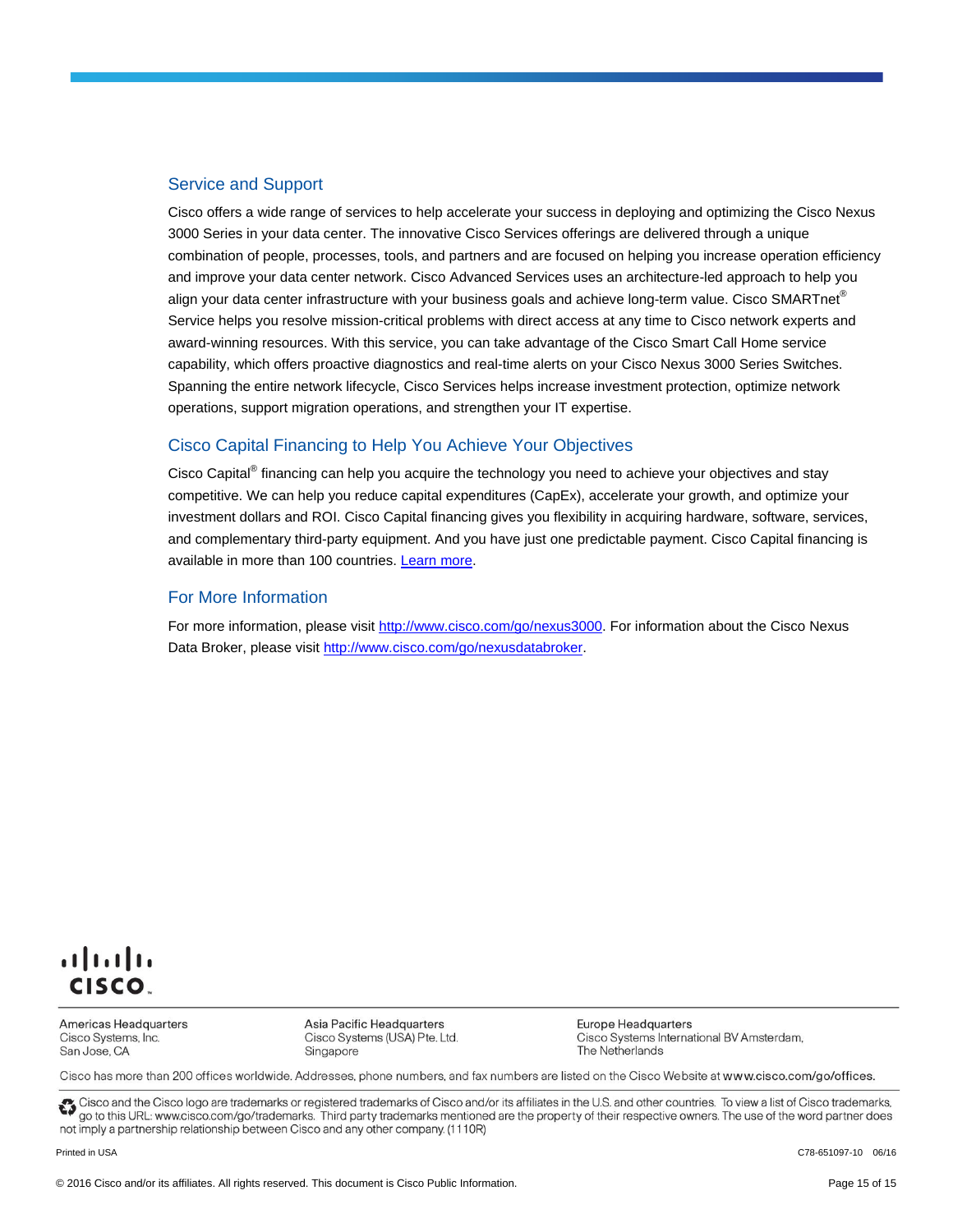## Service and Support

Cisco offers a wide range of services to help accelerate your success in deploying and optimizing the Cisco Nexus 3000 Series in your data center. The innovative Cisco Services offerings are delivered through a unique combination of people, processes, tools, and partners and are focused on helping you increase operation efficiency and improve your data center network. Cisco Advanced Services uses an architecture-led approach to help you align your data center infrastructure with your business goals and achieve long-term value. Cisco SMARTnet® Service helps you resolve mission-critical problems with direct access at any time to Cisco network experts and award-winning resources. With this service, you can take advantage of the Cisco Smart Call Home service capability, which offers proactive diagnostics and real-time alerts on your Cisco Nexus 3000 Series Switches. Spanning the entire network lifecycle, Cisco Services helps increase investment protection, optimize network operations, support migration operations, and strengthen your IT expertise.

## Cisco Capital Financing to Help You Achieve Your Objectives

Cisco Capital® financing can help you acquire the technology you need to achieve your objectives and stay competitive. We can help you reduce capital expenditures (CapEx), accelerate your growth, and optimize your investment dollars and ROI. Cisco Capital financing gives you flexibility in acquiring hardware, software, services, and complementary third-party equipment. And you have just one predictable payment. Cisco Capital financing is available in more than 100 countries. Learn more.

## For More Information

For more information, please visit http://www.cisco.com/go/nexus3000. For information about the Cisco Nexus Data Broker, please visit http://www.cisco.com/go/nexusdatabroker.

Americas Headquarters
Cisco Systems, Inc.
San Jose, CA

Asia Pacific Headquarters
Cisco Systems (USA) Pte. Ltd.
Singapore

Europe Headquarters
Cisco Systems International BV Amsterdam,
The Netherlands

Cisco has more than 200 offices worldwide. Addresses, phone numbers, and fax numbers are listed on the Cisco Website at www.cisco.com/go/offices.

Cisco and the Cisco logo are trademarks or registered trademarks of Cisco and/or its affiliates in the U.S. and other countries. To view a list of Cisco trademarks, go to this URL: www.cisco.com/go/trademarks. Third party trademarks mentioned are the property of their respective owners. The use of the word partner does not imply a partnership relationship between Cisco and any other company. (1110R)

Printed in USA C78-651097-10 06/16

© 2016 Cisco and/or its affiliates. All rights reserved. This document is Cisco Public Information.